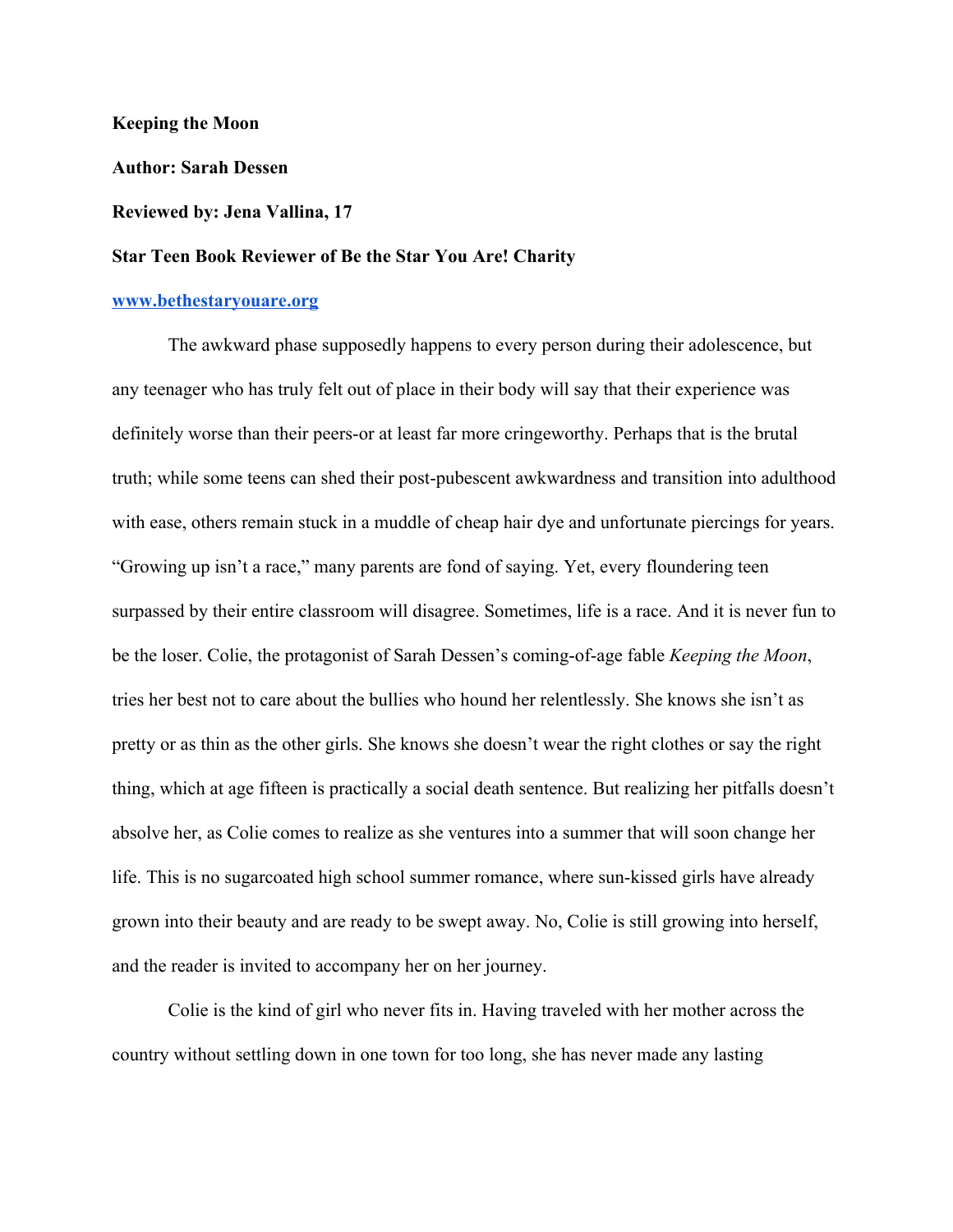**Keeping the Moon**

**Author: Sarah Dessen**

**Reviewed by: Jena Vallina, 17**

**Star Teen Book Reviewer of Be the Star You Are! Charity**

[www.bethestaryouare.org](http://www.bethestaryouare.org)

The awkward phase supposedly happens to every person during their adolescence, but any teenager who has truly felt out of place in their body will say that their experience was definitely worse than their peers-or at least far more cringeworthy. Perhaps that is the brutal truth; while some teens can shed their post-pubescent awkwardness and transition into adulthood with ease, others remain stuck in a muddle of cheap hair dye and unfortunate piercings for years. "Growing up isn't a race," many parents are fond of saying. Yet, every floundering teen surpassed by their entire classroom will disagree. Sometimes, life is a race. And it is never fun to be the loser. Colie, the protagonist of Sarah Dessen's coming-of-age fable *Keeping the Moon*, tries her best not to care about the bullies who hound her relentlessly. She knows she isn't as pretty or as thin as the other girls. She knows she doesn't wear the right clothes or say the right thing, which at age fifteen is practically a social death sentence. But realizing her pitfalls doesn't absolve her, as Colie comes to realize as she ventures into a summer that will soon change her life. This is no sugarcoated high school summer romance, where sun-kissed girls have already grown into their beauty and are ready to be swept away. No, Colie is still growing into herself, and the reader is invited to accompany her on her journey.

Colie is the kind of girl who never fits in. Having traveled with her mother across the country without settling down in one town for too long, she has never made any lasting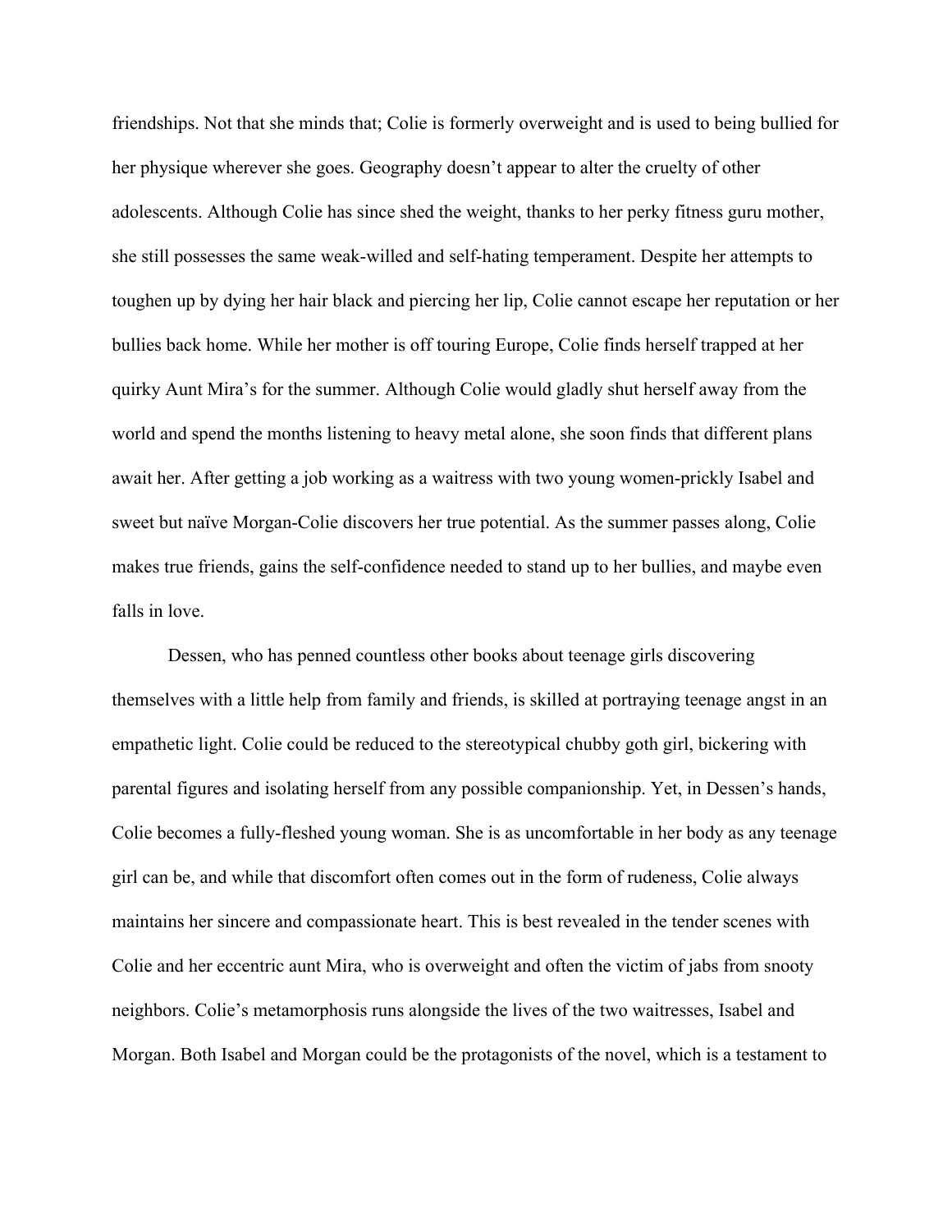friendships. Not that she minds that; Colie is formerly overweight and is used to being bullied for her physique wherever she goes. Geography doesn't appear to alter the cruelty of other adolescents. Although Colie has since shed the weight, thanks to her perky fitness guru mother, she still possesses the same weak-willed and self-hating temperament. Despite her attempts to toughen up by dying her hair black and piercing her lip, Colie cannot escape her reputation or her bullies back home. While her mother is off touring Europe, Colie finds herself trapped at her quirky Aunt Mira's for the summer. Although Colie would gladly shut herself away from the world and spend the months listening to heavy metal alone, she soon finds that different plans await her. After getting a job working as a waitress with two young women-prickly Isabel and sweet but naïve Morgan-Colie discovers her true potential. As the summer passes along, Colie makes true friends, gains the self-confidence needed to stand up to her bullies, and maybe even falls in love.

Dessen, who has penned countless other books about teenage girls discovering themselves with a little help from family and friends, is skilled at portraying teenage angst in an empathetic light. Colie could be reduced to the stereotypical chubby goth girl, bickering with parental figures and isolating herself from any possible companionship. Yet, in Dessen's hands, Colie becomes a fully-fleshed young woman. She is as uncomfortable in her body as any teenage girl can be, and while that discomfort often comes out in the form of rudeness, Colie always maintains her sincere and compassionate heart. This is best revealed in the tender scenes with Colie and her eccentric aunt Mira, who is overweight and often the victim of jabs from snooty neighbors. Colie's metamorphosis runs alongside the lives of the two waitresses, Isabel and Morgan. Both Isabel and Morgan could be the protagonists of the novel, which is a testament to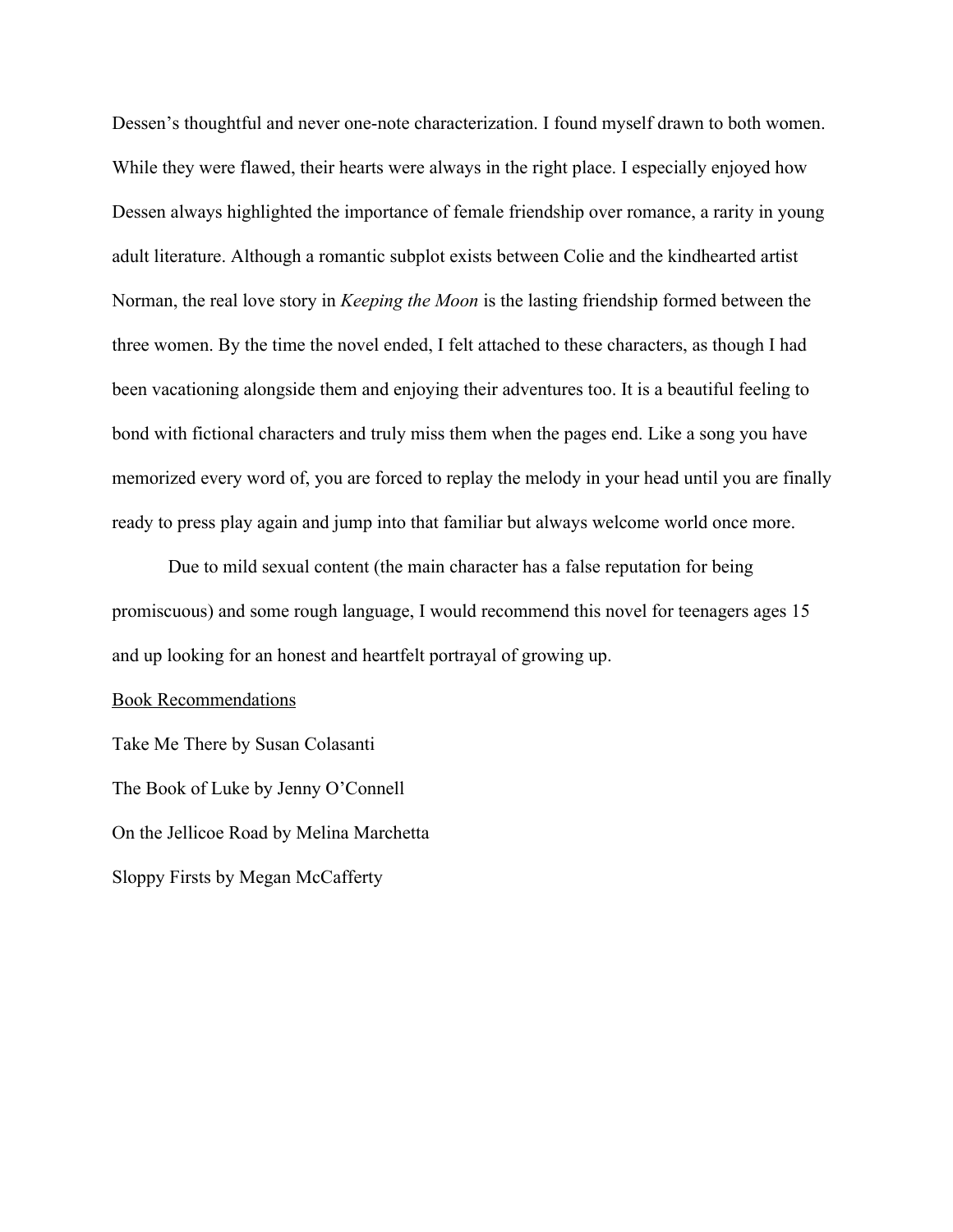Dessen's thoughtful and never one-note characterization. I found myself drawn to both women. While they were flawed, their hearts were always in the right place. I especially enjoyed how Dessen always highlighted the importance of female friendship over romance, a rarity in young adult literature. Although a romantic subplot exists between Colie and the kindhearted artist Norman, the real love story in *Keeping the Moon* is the lasting friendship formed between the three women. By the time the novel ended, I felt attached to these characters, as though I had been vacationing alongside them and enjoying their adventures too. It is a beautiful feeling to bond with fictional characters and truly miss them when the pages end. Like a song you have memorized every word of, you are forced to replay the melody in your head until you are finally ready to press play again and jump into that familiar but always welcome world once more.

Due to mild sexual content (the main character has a false reputation for being promiscuous) and some rough language, I would recommend this novel for teenagers ages 15 and up looking for an honest and heartfelt portrayal of growing up.

<u>Book Recommendations</u>

Take Me There by Susan Colasanti

The Book of Luke by Jenny O'Connell

On the Jellicoe Road by Melina Marchetta

Sloppy Firsts by Megan McCafferty